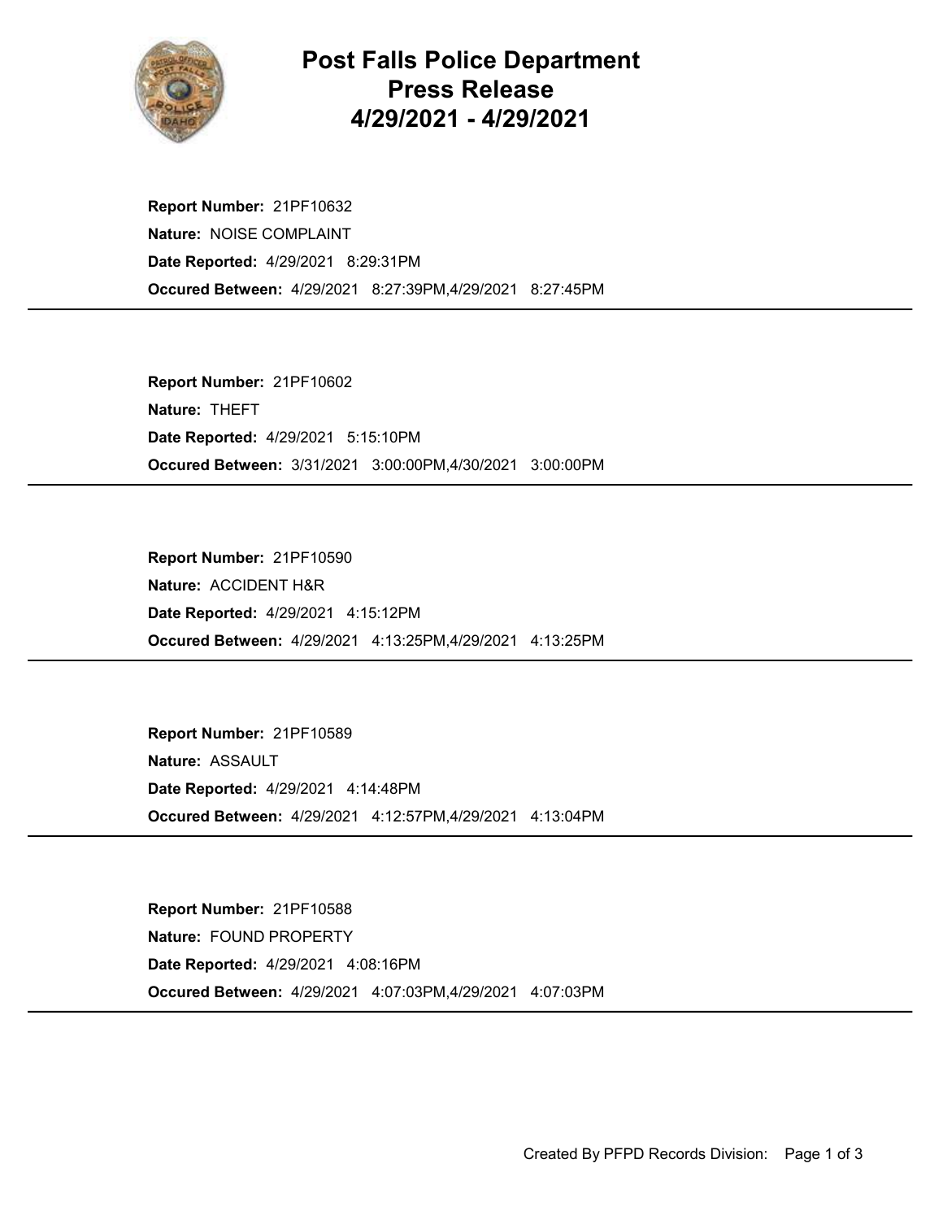# Post Falls Police Department
## Press Release
## 4/29/2021 - 4/29/2021

**Report Number:** 21PF10632
**Nature:** NOISE COMPLAINT
**Date Reported:** 4/29/2021 8:29:31PM
**Occured Between:** 4/29/2021 8:27:39PM,4/29/2021 8:27:45PM

---

**Report Number:** 21PF10602
**Nature:** THEFT
**Date Reported:** 4/29/2021 5:15:10PM
**Occured Between:** 3/31/2021 3:00:00PM,4/30/2021 3:00:00PM

---

**Report Number:** 21PF10590
**Nature:** ACCIDENT H&R
**Date Reported:** 4/29/2021 4:15:12PM
**Occured Between:** 4/29/2021 4:13:25PM,4/29/2021 4:13:25PM

---

**Report Number:** 21PF10589
**Nature:** ASSAULT
**Date Reported:** 4/29/2021 4:14:48PM
**Occured Between:** 4/29/2021 4:12:57PM,4/29/2021 4:13:04PM

---

**Report Number:** 21PF10588
**Nature:** FOUND PROPERTY
**Date Reported:** 4/29/2021 4:08:16PM
**Occured Between:** 4/29/2021 4:07:03PM,4/29/2021 4:07:03PM

---

Created By PFPD Records Division: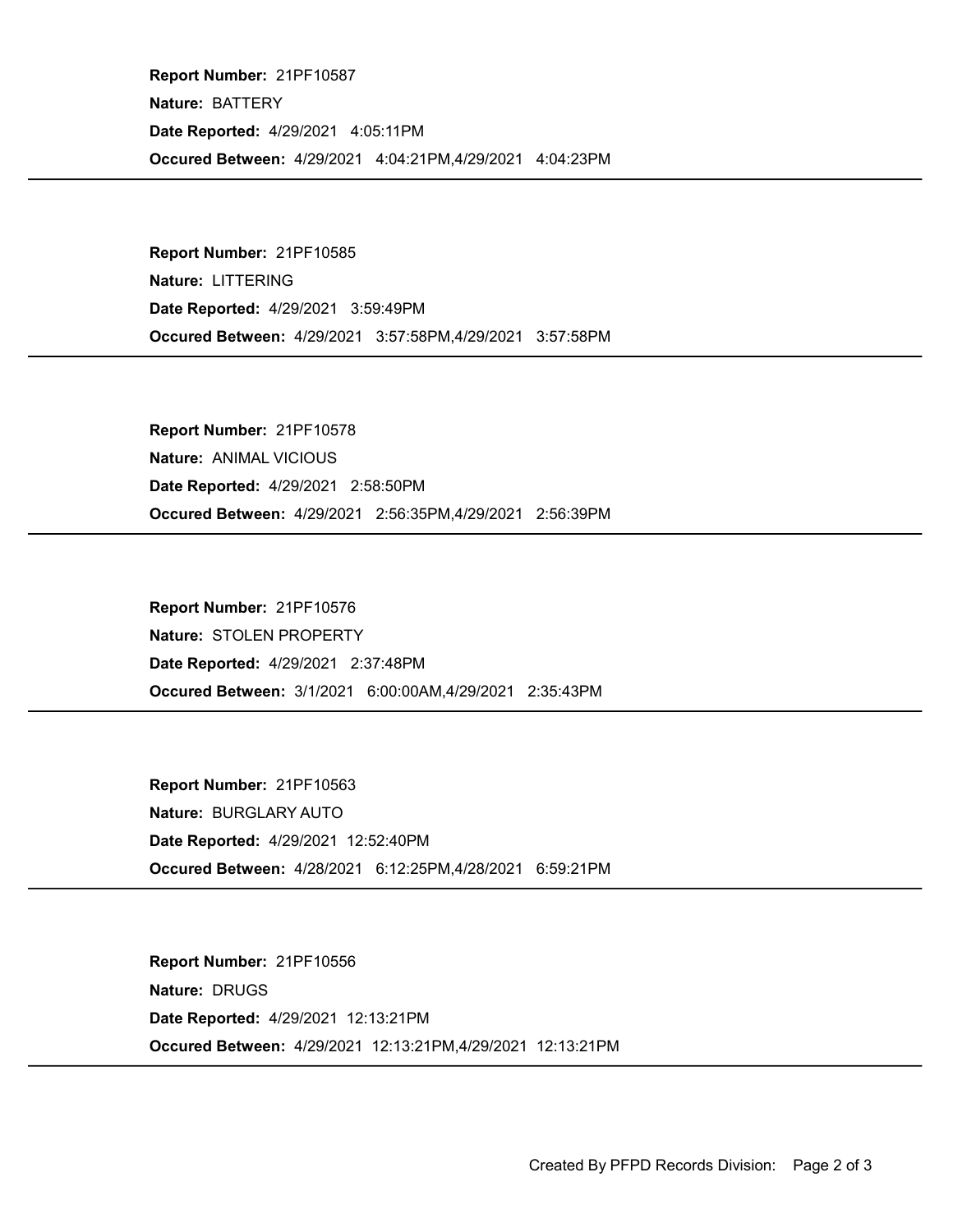**Report Number:** 21PF10587
**Nature:** BATTERY
**Date Reported:** 4/29/2021 4:05:11PM
**Occured Between:** 4/29/2021 4:04:21PM,4/29/2021 4:04:23PM

---

**Report Number:** 21PF10585
**Nature:** LITTERING
**Date Reported:** 4/29/2021 3:59:49PM
**Occured Between:** 4/29/2021 3:57:58PM,4/29/2021 3:57:58PM

---

**Report Number:** 21PF10578
**Nature:** ANIMAL VICIOUS
**Date Reported:** 4/29/2021 2:58:50PM
**Occured Between:** 4/29/2021 2:56:35PM,4/29/2021 2:56:39PM

---

**Report Number:** 21PF10576
**Nature:** STOLEN PROPERTY
**Date Reported:** 4/29/2021 2:37:48PM
**Occured Between:** 3/1/2021 6:00:00AM,4/29/2021 2:35:43PM

---

**Report Number:** 21PF10563
**Nature:** BURGLARY AUTO
**Date Reported:** 4/29/2021 12:52:40PM
**Occured Between:** 4/28/2021 6:12:25PM,4/28/2021 6:59:21PM

---

**Report Number:** 21PF10556
**Nature:** DRUGS
**Date Reported:** 4/29/2021 12:13:21PM
**Occured Between:** 4/29/2021 12:13:21PM,4/29/2021 12:13:21PM

---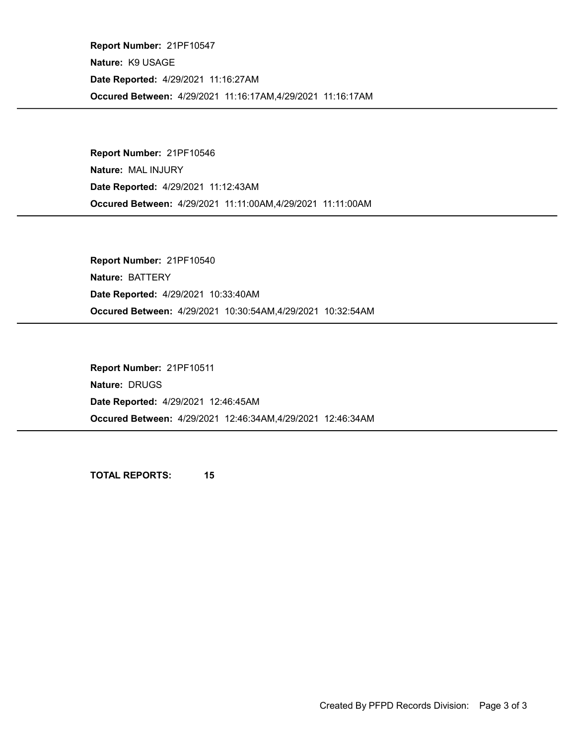**Report Number:** 21PF10547

**Nature:** K9 USAGE

**Date Reported:** 4/29/2021 11:16:27AM

**Occured Between:** 4/29/2021 11:16:17AM,4/29/2021 11:16:17AM

---

**Report Number:** 21PF10546

**Nature:** MAL INJURY

**Date Reported:** 4/29/2021 11:12:43AM

**Occured Between:** 4/29/2021 11:11:00AM,4/29/2021 11:11:00AM

---

**Report Number:** 21PF10540

**Nature:** BATTERY

**Date Reported:** 4/29/2021 10:33:40AM

**Occured Between:** 4/29/2021 10:30:54AM,4/29/2021 10:32:54AM

---

**Report Number:** 21PF10511

**Nature:** DRUGS

**Date Reported:** 4/29/2021 12:46:45AM

**Occured Between:** 4/29/2021 12:46:34AM,4/29/2021 12:46:34AM

---

**TOTAL REPORTS: 15**